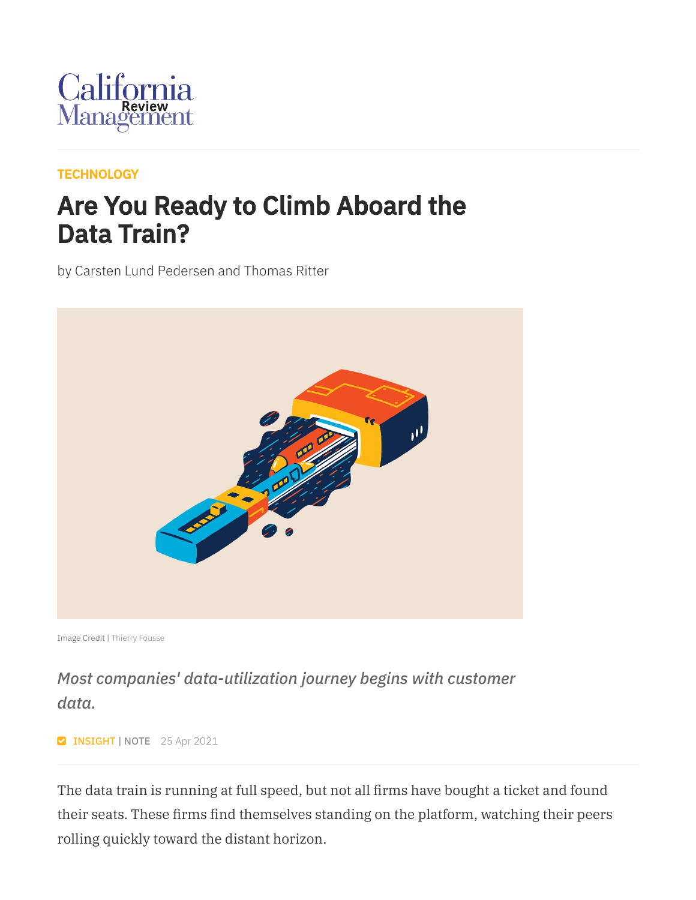California Management Review

TECHNOLOGY

# Are You Ready to Climb Aboard the Data Train?

by Carsten Lund Pedersen and Thomas Ritter

Image Credit | Thierry Fousse

*Most companies' data-utilization journey begins with customer data.*

INSIGHT | NOTE 25 Apr 2021

The data train is running at full speed, but not all firms have bought a ticket and found their seats. These firms find themselves standing on the platform, watching their peers rolling quickly toward the distant horizon.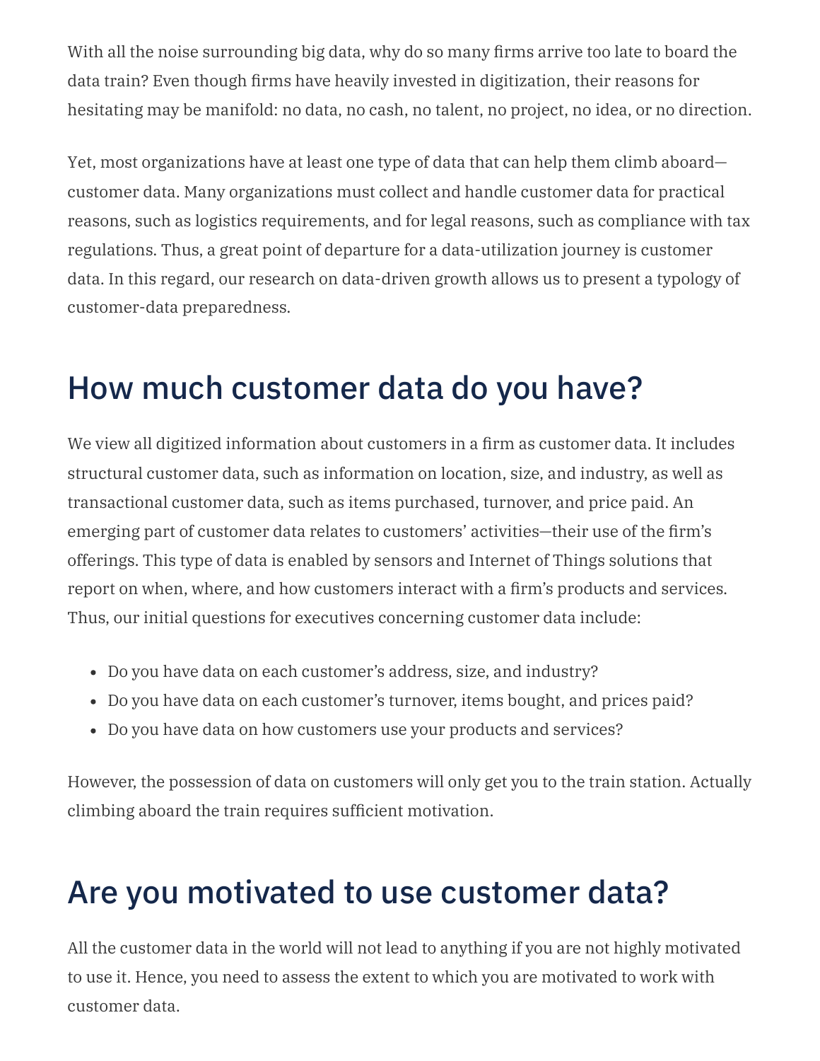With all the noise surrounding big data, why do so many firms arrive too late to board the data train? Even though firms have heavily invested in digitization, their reasons for hesitating may be manifold: no data, no cash, no talent, no project, no idea, or no direction.

Yet, most organizations have at least one type of data that can help them climb aboard—customer data. Many organizations must collect and handle customer data for practical reasons, such as logistics requirements, and for legal reasons, such as compliance with tax regulations. Thus, a great point of departure for a data-utilization journey is customer data. In this regard, our research on data-driven growth allows us to present a typology of customer-data preparedness.

## How much customer data do you have?

We view all digitized information about customers in a firm as customer data. It includes structural customer data, such as information on location, size, and industry, as well as transactional customer data, such as items purchased, turnover, and price paid. An emerging part of customer data relates to customers' activities—their use of the firm's offerings. This type of data is enabled by sensors and Internet of Things solutions that report on when, where, and how customers interact with a firm's products and services. Thus, our initial questions for executives concerning customer data include:

- Do you have data on each customer's address, size, and industry?
- Do you have data on each customer's turnover, items bought, and prices paid?
- Do you have data on how customers use your products and services?

However, the possession of data on customers will only get you to the train station. Actually climbing aboard the train requires sufficient motivation.

## Are you motivated to use customer data?

All the customer data in the world will not lead to anything if you are not highly motivated to use it. Hence, you need to assess the extent to which you are motivated to work with customer data.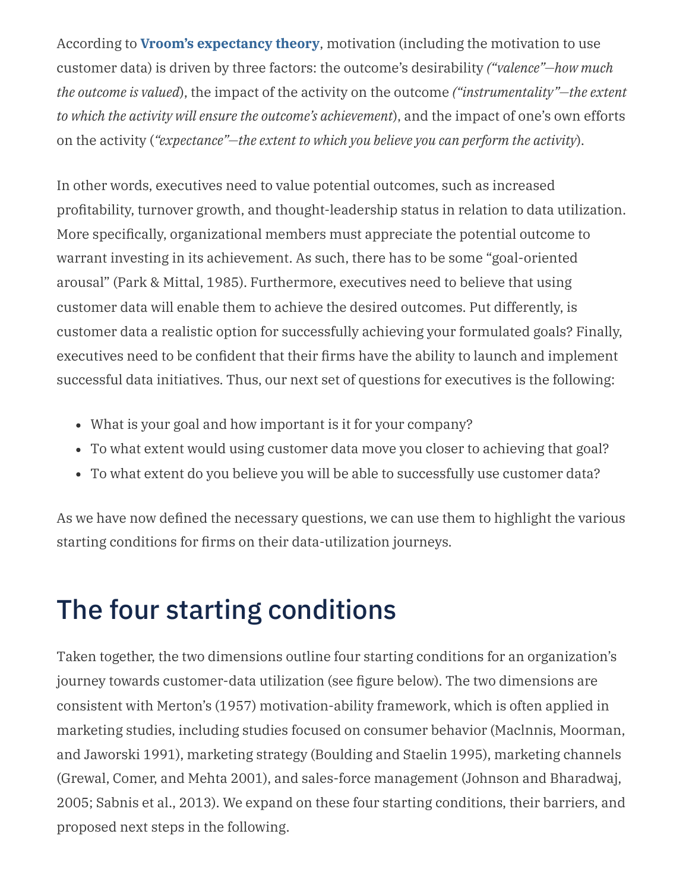According to **Vroom's expectancy theory**, motivation (including the motivation to use customer data) is driven by three factors: the outcome's desirability *("valence"—how much the outcome is valued*), the impact of the activity on the outcome *("instrumentality"—the extent to which the activity will ensure the outcome's achievement*), and the impact of one's own efforts on the activity (*"expectance"—the extent to which you believe you can perform the activity*).

In other words, executives need to value potential outcomes, such as increased profitability, turnover growth, and thought-leadership status in relation to data utilization. More specifically, organizational members must appreciate the potential outcome to warrant investing in its achievement. As such, there has to be some "goal-oriented arousal" (Park & Mittal, 1985). Furthermore, executives need to believe that using customer data will enable them to achieve the desired outcomes. Put differently, is customer data a realistic option for successfully achieving your formulated goals? Finally, executives need to be confident that their firms have the ability to launch and implement successful data initiatives. Thus, our next set of questions for executives is the following:

- What is your goal and how important is it for your company?
- To what extent would using customer data move you closer to achieving that goal?
- To what extent do you believe you will be able to successfully use customer data?

As we have now defined the necessary questions, we can use them to highlight the various starting conditions for firms on their data-utilization journeys.

## The four starting conditions

Taken together, the two dimensions outline four starting conditions for an organization's journey towards customer-data utilization (see figure below). The two dimensions are consistent with Merton's (1957) motivation-ability framework, which is often applied in marketing studies, including studies focused on consumer behavior (Maclnnis, Moorman, and Jaworski 1991), marketing strategy (Boulding and Staelin 1995), marketing channels (Grewal, Comer, and Mehta 2001), and sales-force management (Johnson and Bharadwaj, 2005; Sabnis et al., 2013). We expand on these four starting conditions, their barriers, and proposed next steps in the following.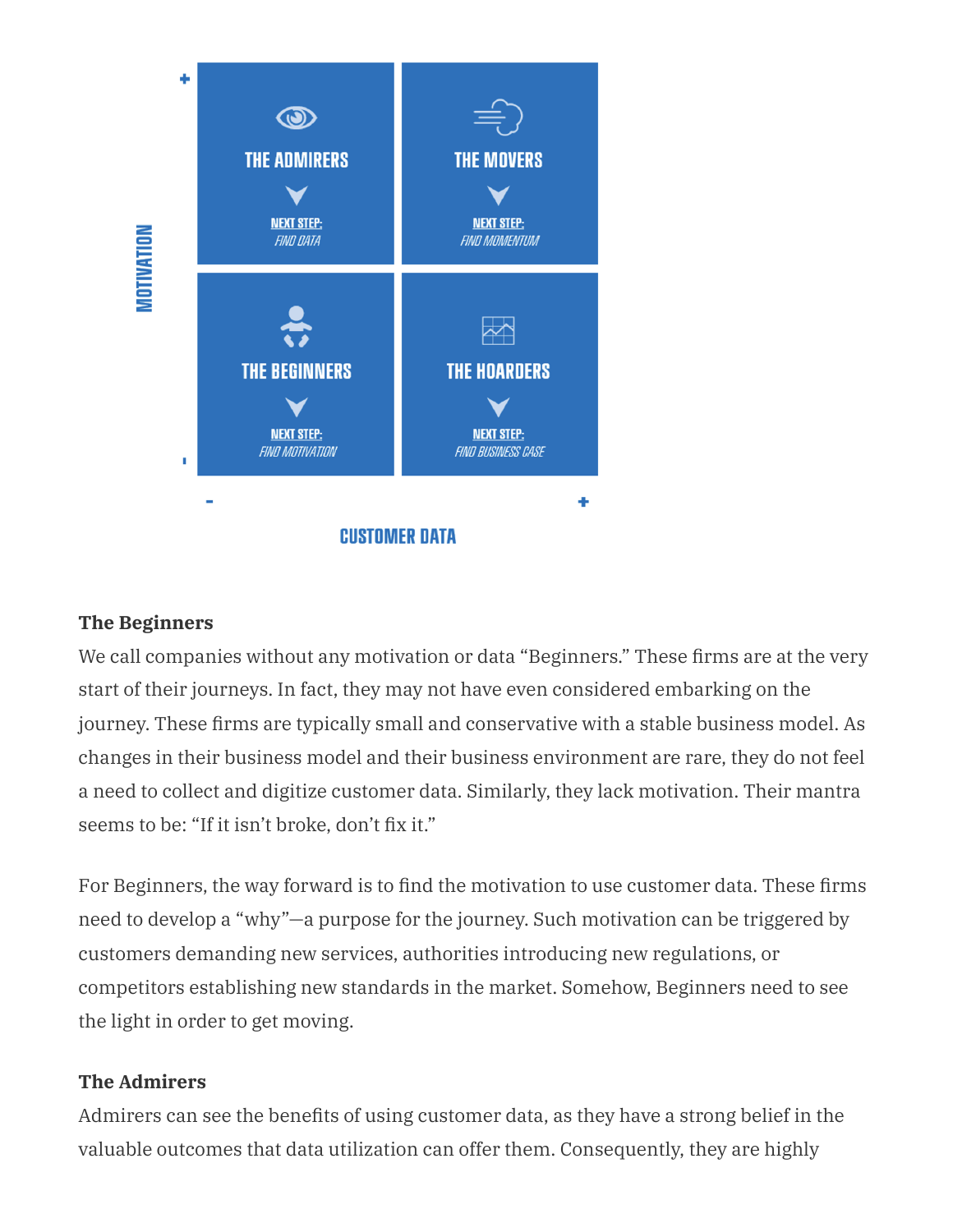MOTIVATION

| | - CUSTOMER DATA | + CUSTOMER DATA |
|---|---|---|
| **+ MOTIVATION** | **THE ADMIRERS** — NEXT STEP: *FIND DATA* | **THE MOVERS** — NEXT STEP: *FIND MOMENTUM* |
| **- MOTIVATION** | **THE BEGINNERS** — NEXT STEP: *FIND MOTIVATION* | **THE HOARDERS** — NEXT STEP: *FIND BUSINESS CASE* |

CUSTOMER DATA

**The Beginners**

We call companies without any motivation or data "Beginners." These firms are at the very start of their journeys. In fact, they may not have even considered embarking on the journey. These firms are typically small and conservative with a stable business model. As changes in their business model and their business environment are rare, they do not feel a need to collect and digitize customer data. Similarly, they lack motivation. Their mantra seems to be: "If it isn't broke, don't fix it."

For Beginners, the way forward is to find the motivation to use customer data. These firms need to develop a "why"—a purpose for the journey. Such motivation can be triggered by customers demanding new services, authorities introducing new regulations, or competitors establishing new standards in the market. Somehow, Beginners need to see the light in order to get moving.

**The Admirers**

Admirers can see the benefits of using customer data, as they have a strong belief in the valuable outcomes that data utilization can offer them. Consequently, they are highly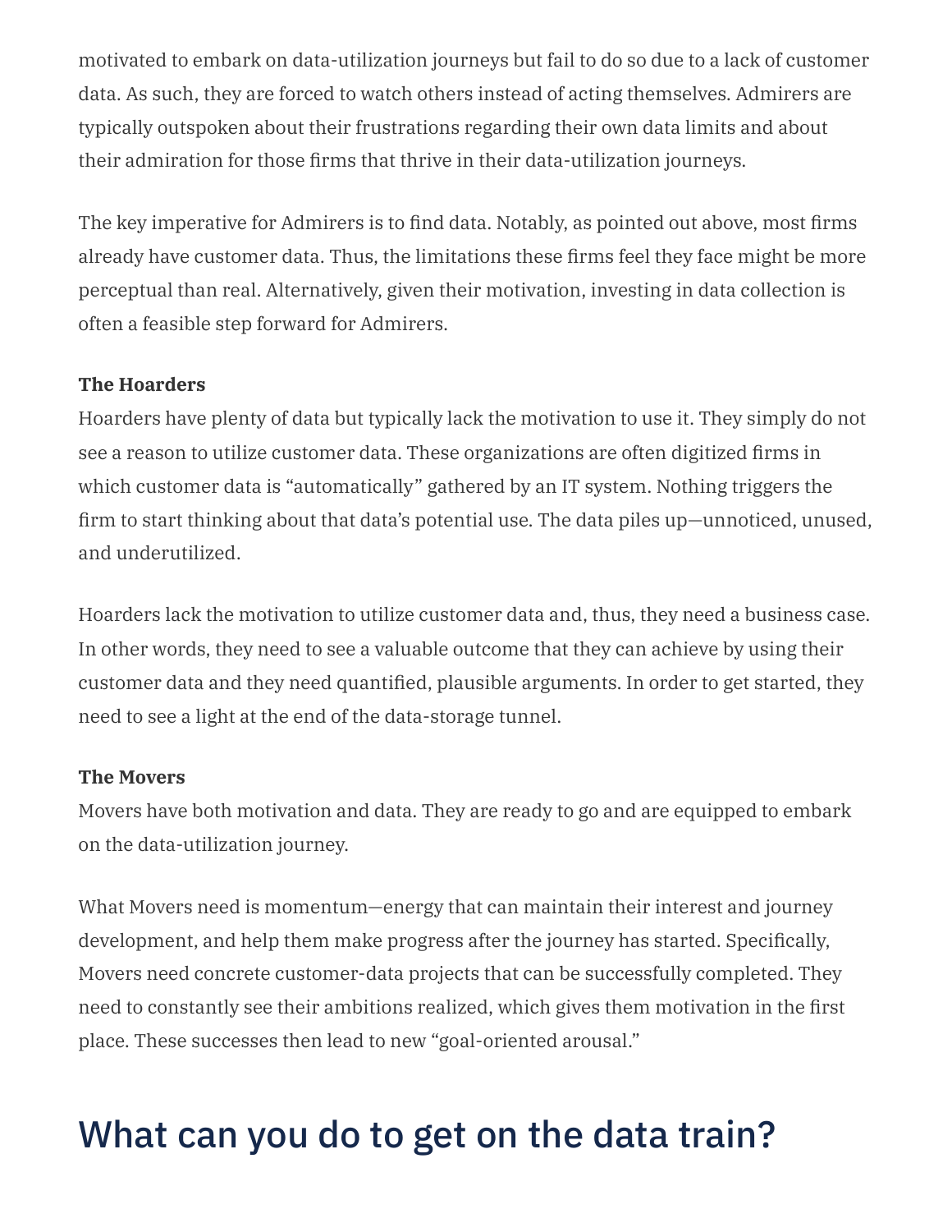motivated to embark on data-utilization journeys but fail to do so due to a lack of customer data. As such, they are forced to watch others instead of acting themselves. Admirers are typically outspoken about their frustrations regarding their own data limits and about their admiration for those firms that thrive in their data-utilization journeys.

The key imperative for Admirers is to find data. Notably, as pointed out above, most firms already have customer data. Thus, the limitations these firms feel they face might be more perceptual than real. Alternatively, given their motivation, investing in data collection is often a feasible step forward for Admirers.

**The Hoarders**
Hoarders have plenty of data but typically lack the motivation to use it. They simply do not see a reason to utilize customer data. These organizations are often digitized firms in which customer data is "automatically" gathered by an IT system. Nothing triggers the firm to start thinking about that data's potential use. The data piles up—unnoticed, unused, and underutilized.

Hoarders lack the motivation to utilize customer data and, thus, they need a business case. In other words, they need to see a valuable outcome that they can achieve by using their customer data and they need quantified, plausible arguments. In order to get started, they need to see a light at the end of the data-storage tunnel.

**The Movers**
Movers have both motivation and data. They are ready to go and are equipped to embark on the data-utilization journey.

What Movers need is momentum—energy that can maintain their interest and journey development, and help them make progress after the journey has started. Specifically, Movers need concrete customer-data projects that can be successfully completed. They need to constantly see their ambitions realized, which gives them motivation in the first place. These successes then lead to new "goal-oriented arousal."

## What can you do to get on the data train?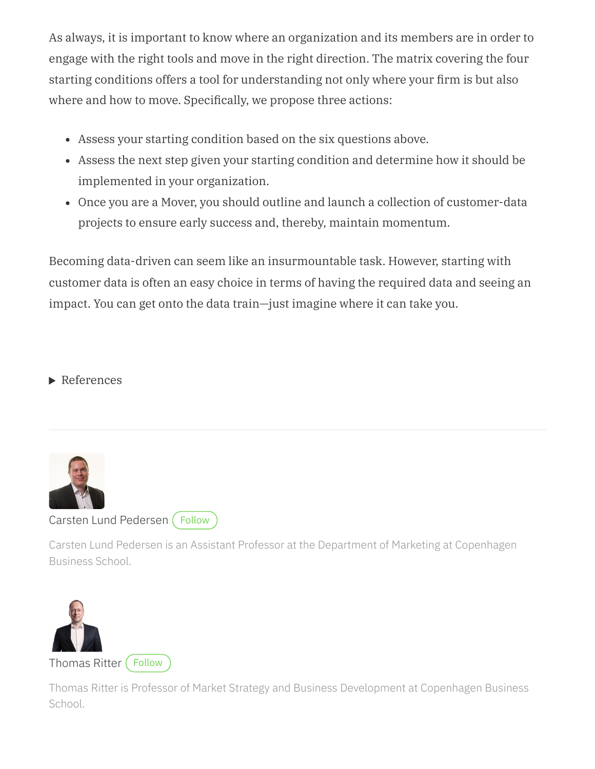As always, it is important to know where an organization and its members are in order to engage with the right tools and move in the right direction. The matrix covering the four starting conditions offers a tool for understanding not only where your firm is but also where and how to move. Specifically, we propose three actions:

- Assess your starting condition based on the six questions above.
- Assess the next step given your starting condition and determine how it should be implemented in your organization.
- Once you are a Mover, you should outline and launch a collection of customer-data projects to ensure early success and, thereby, maintain momentum.

Becoming data-driven can seem like an insurmountable task. However, starting with customer data is often an easy choice in terms of having the required data and seeing an impact. You can get onto the data train—just imagine where it can take you.

▶ References

Carsten Lund Pedersen Follow

Carsten Lund Pedersen is an Assistant Professor at the Department of Marketing at Copenhagen Business School.

Thomas Ritter Follow

Thomas Ritter is Professor of Market Strategy and Business Development at Copenhagen Business School.